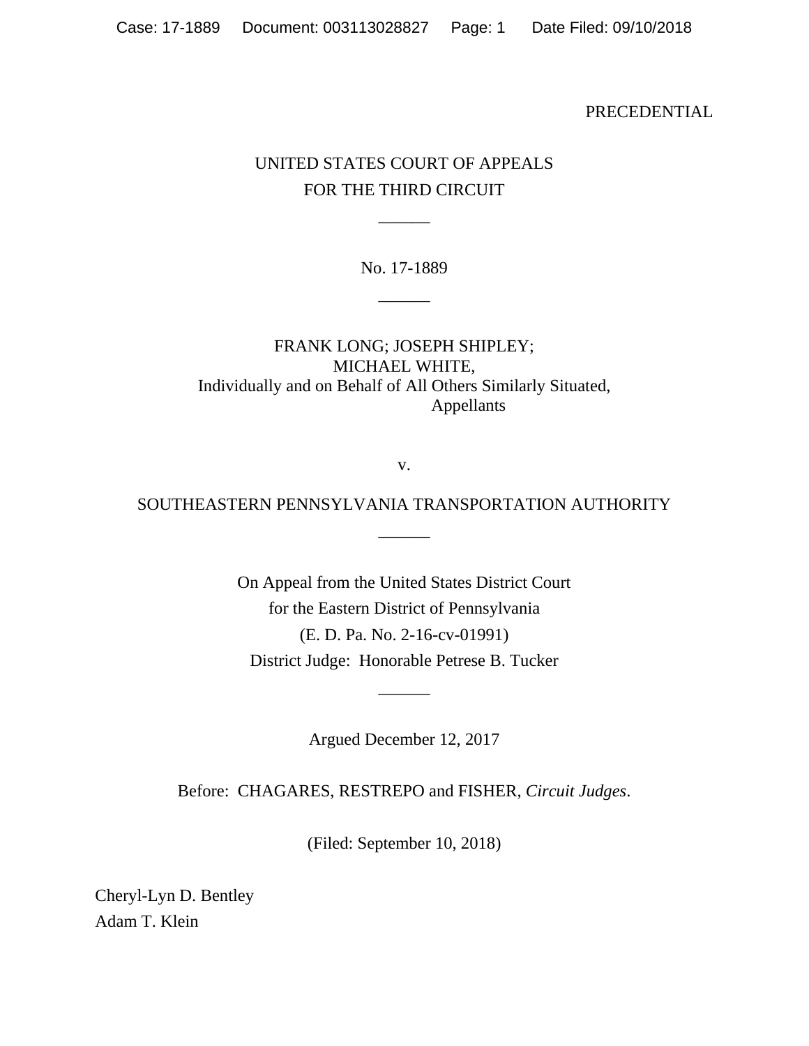PRECEDENTIAL

UNITED STATES COURT OF APPEALS
FOR THE THIRD CIRCUIT

\_\_\_\_\_\_

No. 17-1889

\_\_\_\_\_\_

FRANK LONG; JOSEPH SHIPLEY;
MICHAEL WHITE,
Individually and on Behalf of All Others Similarly Situated,
Appellants

v.

SOUTHEASTERN PENNSYLVANIA TRANSPORTATION AUTHORITY

\_\_\_\_\_\_

On Appeal from the United States District Court
for the Eastern District of Pennsylvania
(E. D. Pa. No. 2-16-cv-01991)
District Judge: Honorable Petrese B. Tucker

\_\_\_\_\_\_

Argued December 12, 2017

Before: CHAGARES, RESTREPO and FISHER, *Circuit Judges*.

(Filed: September 10, 2018)

Cheryl-Lyn D. Bentley
Adam T. Klein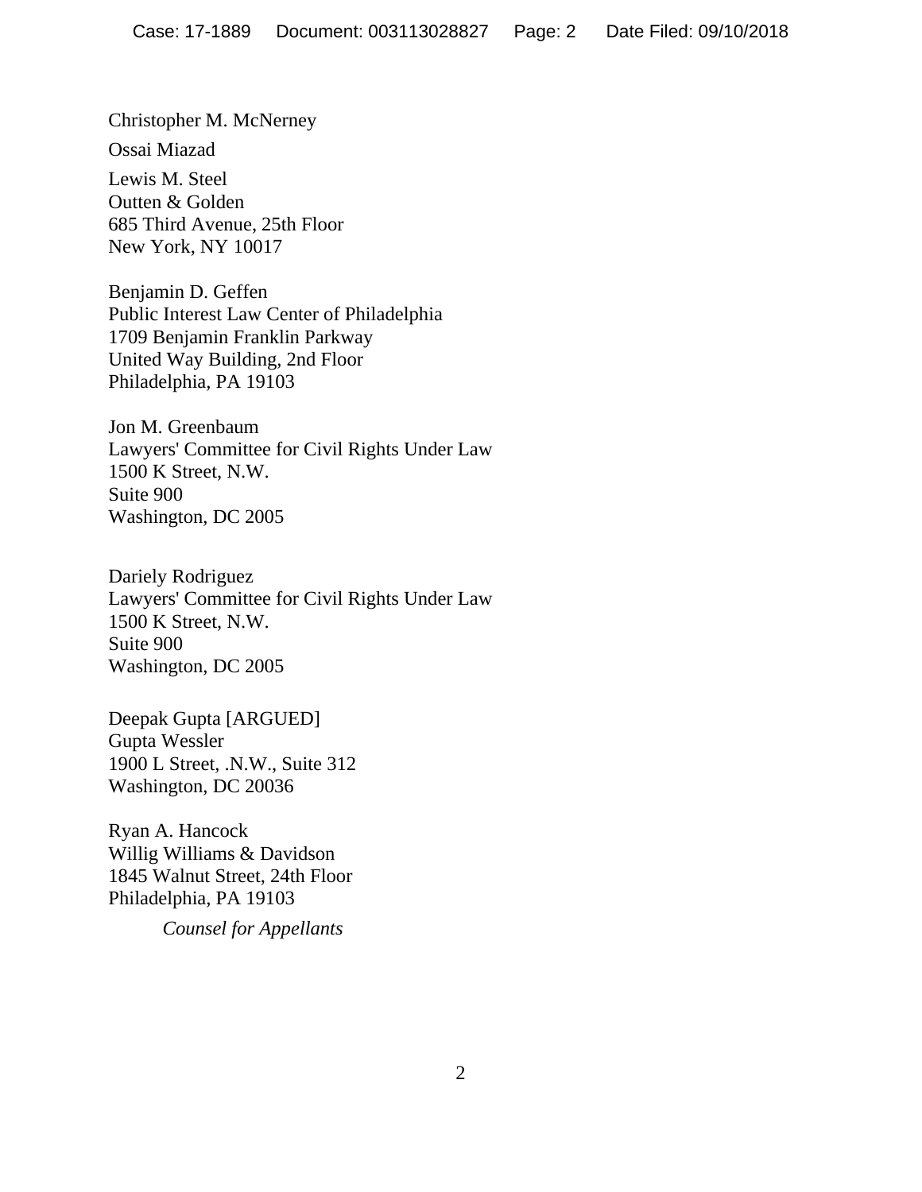Christopher M. McNerney

Ossai Miazad

Lewis M. Steel
Outten & Golden
685 Third Avenue, 25th Floor
New York, NY 10017

Benjamin D. Geffen
Public Interest Law Center of Philadelphia
1709 Benjamin Franklin Parkway
United Way Building, 2nd Floor
Philadelphia, PA 19103

Jon M. Greenbaum
Lawyers' Committee for Civil Rights Under Law
1500 K Street, N.W.
Suite 900
Washington, DC 2005

Dariely Rodriguez
Lawyers' Committee for Civil Rights Under Law
1500 K Street, N.W.
Suite 900
Washington, DC 2005

Deepak Gupta [ARGUED]
Gupta Wessler
1900 L Street, .N.W., Suite 312
Washington, DC 20036

Ryan A. Hancock
Willig Williams & Davidson
1845 Walnut Street, 24th Floor
Philadelphia, PA 19103

*Counsel for Appellants*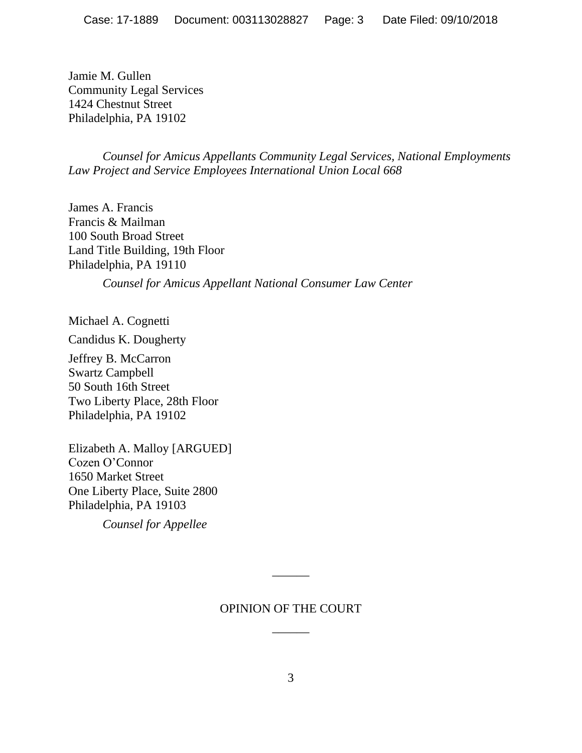Jamie M. Gullen
Community Legal Services
1424 Chestnut Street
Philadelphia, PA 19102

*Counsel for Amicus Appellants Community Legal Services, National Employments Law Project and Service Employees International Union Local 668*

James A. Francis
Francis & Mailman
100 South Broad Street
Land Title Building, 19th Floor
Philadelphia, PA 19110

*Counsel for Amicus Appellant National Consumer Law Center*

Michael A. Cognetti

Candidus K. Dougherty

Jeffrey B. McCarron
Swartz Campbell
50 South 16th Street
Two Liberty Place, 28th Floor
Philadelphia, PA 19102

Elizabeth A. Malloy [ARGUED]
Cozen O'Connor
1650 Market Street
One Liberty Place, Suite 2800
Philadelphia, PA 19103

*Counsel for Appellee*

______

OPINION OF THE COURT

______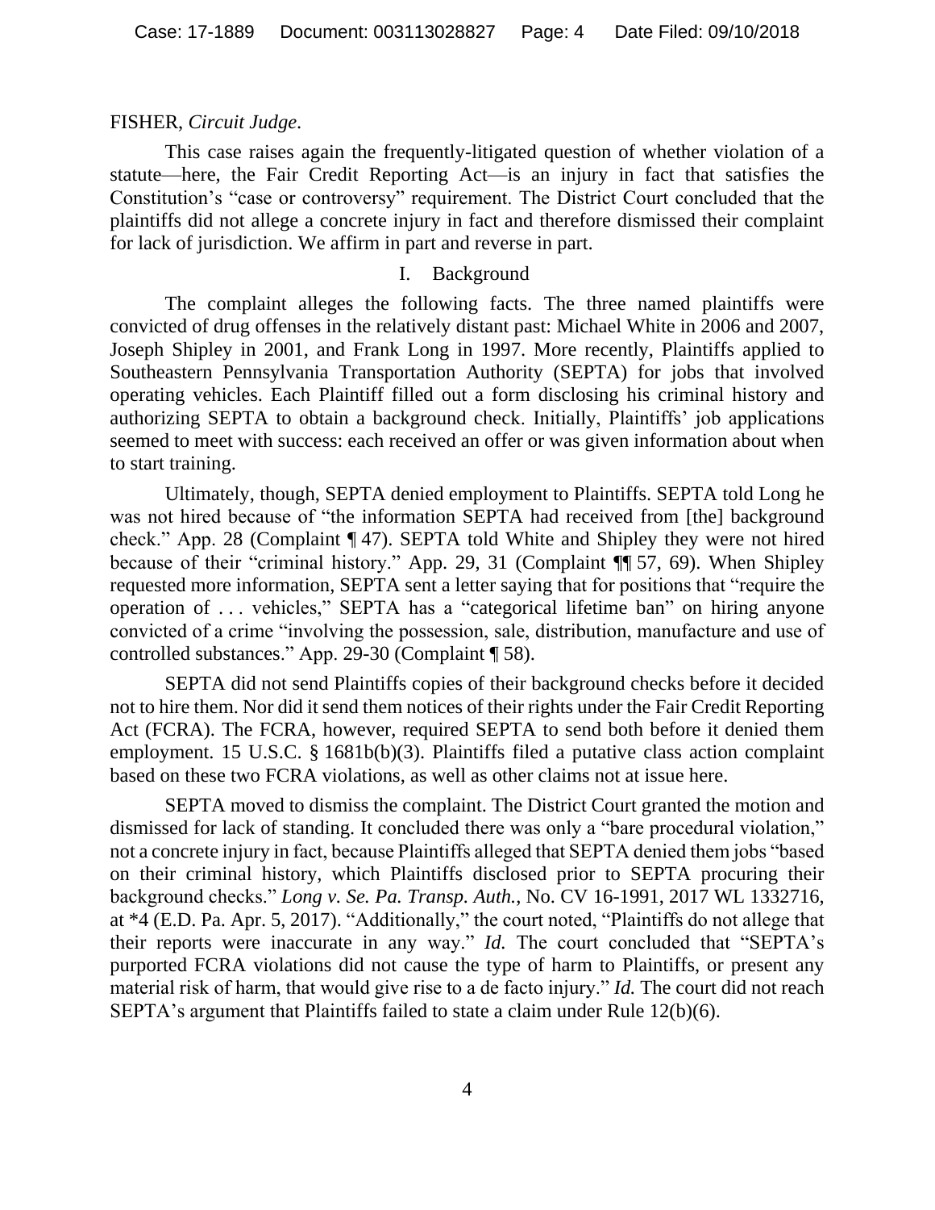FISHER, *Circuit Judge*.

This case raises again the frequently-litigated question of whether violation of a statute—here, the Fair Credit Reporting Act—is an injury in fact that satisfies the Constitution's "case or controversy" requirement. The District Court concluded that the plaintiffs did not allege a concrete injury in fact and therefore dismissed their complaint for lack of jurisdiction. We affirm in part and reverse in part.

## I. Background

The complaint alleges the following facts. The three named plaintiffs were convicted of drug offenses in the relatively distant past: Michael White in 2006 and 2007, Joseph Shipley in 2001, and Frank Long in 1997. More recently, Plaintiffs applied to Southeastern Pennsylvania Transportation Authority (SEPTA) for jobs that involved operating vehicles. Each Plaintiff filled out a form disclosing his criminal history and authorizing SEPTA to obtain a background check. Initially, Plaintiffs' job applications seemed to meet with success: each received an offer or was given information about when to start training.

Ultimately, though, SEPTA denied employment to Plaintiffs. SEPTA told Long he was not hired because of "the information SEPTA had received from [the] background check." App. 28 (Complaint ¶ 47). SEPTA told White and Shipley they were not hired because of their "criminal history." App. 29, 31 (Complaint ¶¶ 57, 69). When Shipley requested more information, SEPTA sent a letter saying that for positions that "require the operation of . . . vehicles," SEPTA has a "categorical lifetime ban" on hiring anyone convicted of a crime "involving the possession, sale, distribution, manufacture and use of controlled substances." App. 29-30 (Complaint ¶ 58).

SEPTA did not send Plaintiffs copies of their background checks before it decided not to hire them. Nor did it send them notices of their rights under the Fair Credit Reporting Act (FCRA). The FCRA, however, required SEPTA to send both before it denied them employment. 15 U.S.C. § 1681b(b)(3). Plaintiffs filed a putative class action complaint based on these two FCRA violations, as well as other claims not at issue here.

SEPTA moved to dismiss the complaint. The District Court granted the motion and dismissed for lack of standing. It concluded there was only a "bare procedural violation," not a concrete injury in fact, because Plaintiffs alleged that SEPTA denied them jobs "based on their criminal history, which Plaintiffs disclosed prior to SEPTA procuring their background checks." *Long v. Se. Pa. Transp. Auth.*, No. CV 16-1991, 2017 WL 1332716, at *4 (E.D. Pa. Apr. 5, 2017). "Additionally," the court noted, "Plaintiffs do not allege that their reports were inaccurate in any way." *Id.* The court concluded that "SEPTA's purported FCRA violations did not cause the type of harm to Plaintiffs, or present any material risk of harm, that would give rise to a de facto injury." *Id.* The court did not reach SEPTA's argument that Plaintiffs failed to state a claim under Rule 12(b)(6).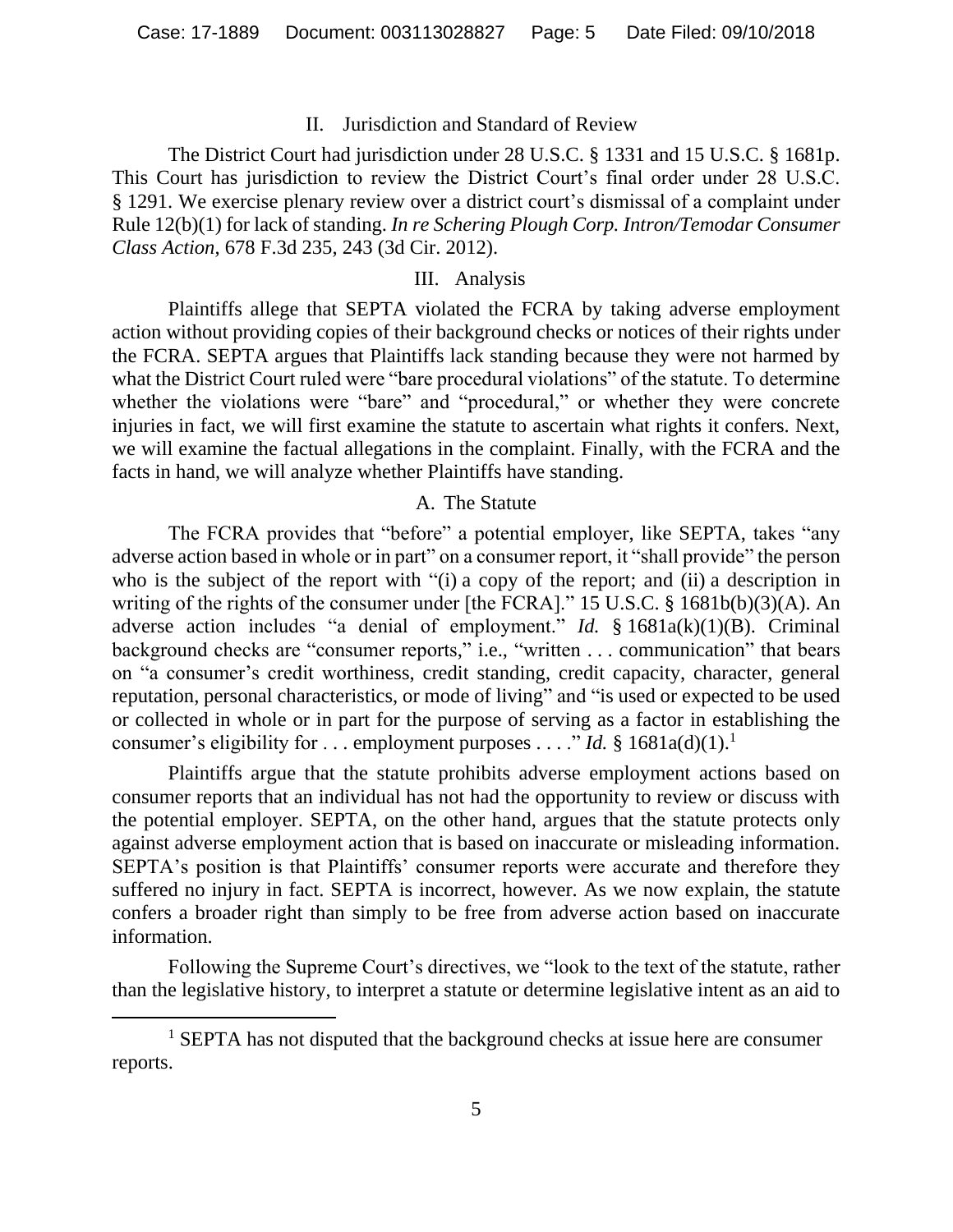## II. Jurisdiction and Standard of Review

The District Court had jurisdiction under 28 U.S.C. § 1331 and 15 U.S.C. § 1681p. This Court has jurisdiction to review the District Court's final order under 28 U.S.C. § 1291. We exercise plenary review over a district court's dismissal of a complaint under Rule 12(b)(1) for lack of standing. *In re Schering Plough Corp. Intron/Temodar Consumer Class Action*, 678 F.3d 235, 243 (3d Cir. 2012).

## III. Analysis

Plaintiffs allege that SEPTA violated the FCRA by taking adverse employment action without providing copies of their background checks or notices of their rights under the FCRA. SEPTA argues that Plaintiffs lack standing because they were not harmed by what the District Court ruled were "bare procedural violations" of the statute. To determine whether the violations were "bare" and "procedural," or whether they were concrete injuries in fact, we will first examine the statute to ascertain what rights it confers. Next, we will examine the factual allegations in the complaint. Finally, with the FCRA and the facts in hand, we will analyze whether Plaintiffs have standing.

### A. The Statute

The FCRA provides that "before" a potential employer, like SEPTA, takes "any adverse action based in whole or in part" on a consumer report, it "shall provide" the person who is the subject of the report with "(i) a copy of the report; and (ii) a description in writing of the rights of the consumer under [the FCRA]." 15 U.S.C. § 1681b(b)(3)(A). An adverse action includes "a denial of employment." *Id.* § 1681a(k)(1)(B). Criminal background checks are "consumer reports," i.e., "written . . . communication" that bears on "a consumer's credit worthiness, credit standing, credit capacity, character, general reputation, personal characteristics, or mode of living" and "is used or expected to be used or collected in whole or in part for the purpose of serving as a factor in establishing the consumer's eligibility for . . . employment purposes . . . ." *Id.* § 1681a(d)(1).[1]

Plaintiffs argue that the statute prohibits adverse employment actions based on consumer reports that an individual has not had the opportunity to review or discuss with the potential employer. SEPTA, on the other hand, argues that the statute protects only against adverse employment action that is based on inaccurate or misleading information. SEPTA's position is that Plaintiffs' consumer reports were accurate and therefore they suffered no injury in fact. SEPTA is incorrect, however. As we now explain, the statute confers a broader right than simply to be free from adverse action based on inaccurate information.

Following the Supreme Court's directives, we "look to the text of the statute, rather than the legislative history, to interpret a statute or determine legislative intent as an aid to

[1] SEPTA has not disputed that the background checks at issue here are consumer reports.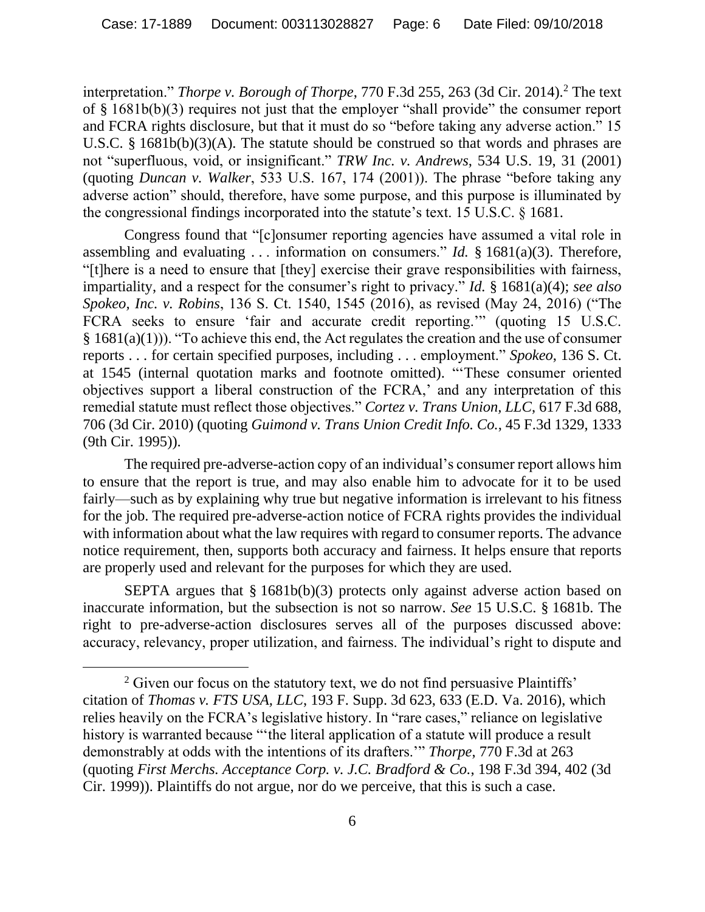interpretation." *Thorpe v. Borough of Thorpe*, 770 F.3d 255, 263 (3d Cir. 2014).[2] The text of § 1681b(b)(3) requires not just that the employer "shall provide" the consumer report and FCRA rights disclosure, but that it must do so "before taking any adverse action." 15 U.S.C. § 1681b(b)(3)(A). The statute should be construed so that words and phrases are not "superfluous, void, or insignificant." *TRW Inc. v. Andrews*, 534 U.S. 19, 31 (2001) (quoting *Duncan v. Walker*, 533 U.S. 167, 174 (2001)). The phrase "before taking any adverse action" should, therefore, have some purpose, and this purpose is illuminated by the congressional findings incorporated into the statute's text. 15 U.S.C. § 1681.

Congress found that "[c]onsumer reporting agencies have assumed a vital role in assembling and evaluating . . . information on consumers." *Id.* § 1681(a)(3). Therefore, "[t]here is a need to ensure that [they] exercise their grave responsibilities with fairness, impartiality, and a respect for the consumer's right to privacy." *Id.* § 1681(a)(4); *see also Spokeo, Inc. v. Robins*, 136 S. Ct. 1540, 1545 (2016), as revised (May 24, 2016) ("The FCRA seeks to ensure 'fair and accurate credit reporting.'" (quoting 15 U.S.C. § 1681(a)(1))). "To achieve this end, the Act regulates the creation and the use of consumer reports . . . for certain specified purposes, including . . . employment." *Spokeo*, 136 S. Ct. at 1545 (internal quotation marks and footnote omitted). "'These consumer oriented objectives support a liberal construction of the FCRA,' and any interpretation of this remedial statute must reflect those objectives." *Cortez v. Trans Union, LLC*, 617 F.3d 688, 706 (3d Cir. 2010) (quoting *Guimond v. Trans Union Credit Info. Co.*, 45 F.3d 1329, 1333 (9th Cir. 1995)).

The required pre-adverse-action copy of an individual's consumer report allows him to ensure that the report is true, and may also enable him to advocate for it to be used fairly—such as by explaining why true but negative information is irrelevant to his fitness for the job. The required pre-adverse-action notice of FCRA rights provides the individual with information about what the law requires with regard to consumer reports. The advance notice requirement, then, supports both accuracy and fairness. It helps ensure that reports are properly used and relevant for the purposes for which they are used.

SEPTA argues that § 1681b(b)(3) protects only against adverse action based on inaccurate information, but the subsection is not so narrow. *See* 15 U.S.C. § 1681b. The right to pre-adverse-action disclosures serves all of the purposes discussed above: accuracy, relevancy, proper utilization, and fairness. The individual's right to dispute and

---

[2] Given our focus on the statutory text, we do not find persuasive Plaintiffs' citation of *Thomas v. FTS USA, LLC*, 193 F. Supp. 3d 623, 633 (E.D. Va. 2016), which relies heavily on the FCRA's legislative history. In "rare cases," reliance on legislative history is warranted because "'the literal application of a statute will produce a result demonstrably at odds with the intentions of its drafters.'" *Thorpe*, 770 F.3d at 263 (quoting *First Merchs. Acceptance Corp. v. J.C. Bradford & Co.*, 198 F.3d 394, 402 (3d Cir. 1999)). Plaintiffs do not argue, nor do we perceive, that this is such a case.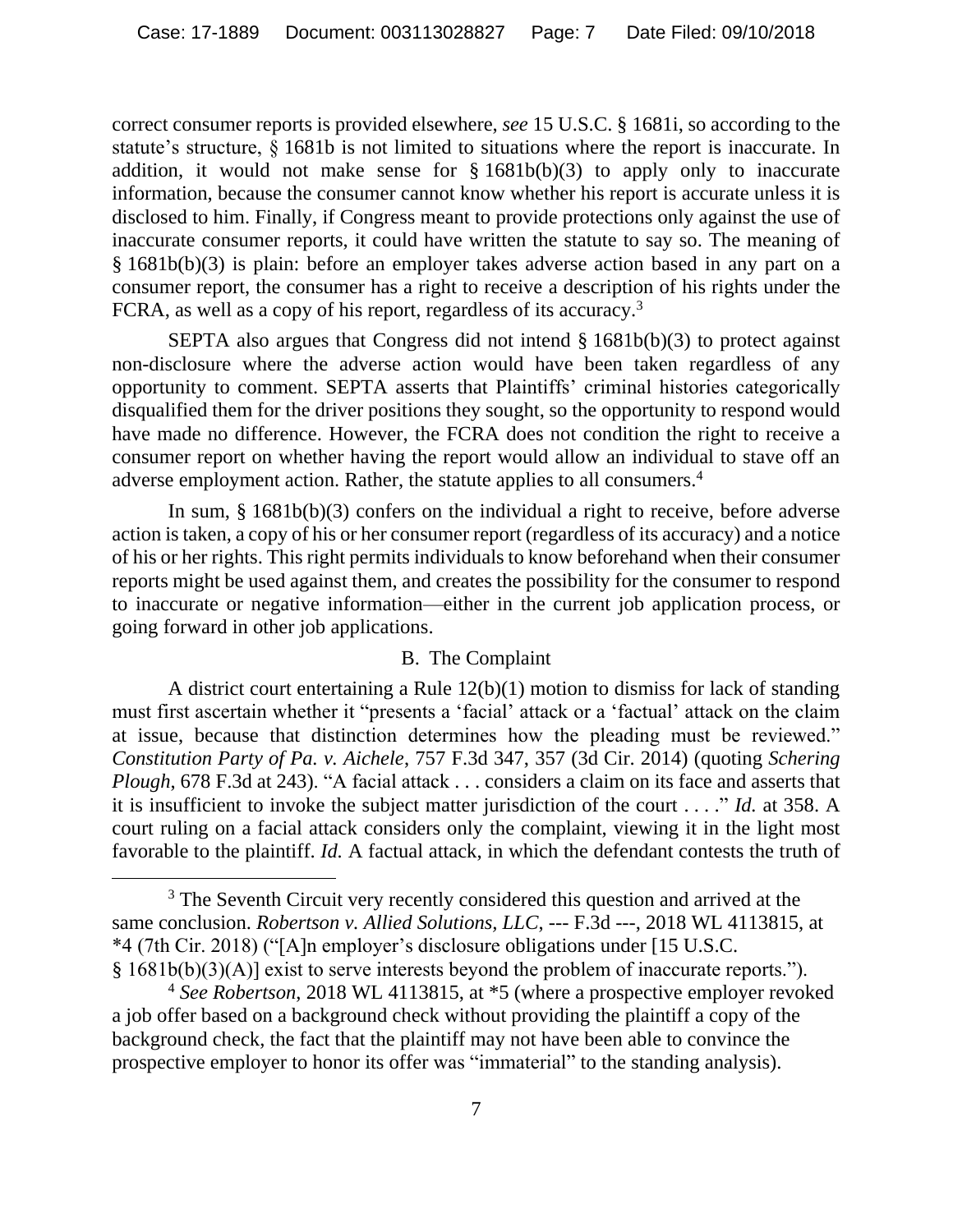correct consumer reports is provided elsewhere, *see* 15 U.S.C. § 1681i, so according to the statute's structure, § 1681b is not limited to situations where the report is inaccurate. In addition, it would not make sense for § 1681b(b)(3) to apply only to inaccurate information, because the consumer cannot know whether his report is accurate unless it is disclosed to him. Finally, if Congress meant to provide protections only against the use of inaccurate consumer reports, it could have written the statute to say so. The meaning of § 1681b(b)(3) is plain: before an employer takes adverse action based in any part on a consumer report, the consumer has a right to receive a description of his rights under the FCRA, as well as a copy of his report, regardless of its accuracy.[3]

SEPTA also argues that Congress did not intend § 1681b(b)(3) to protect against non-disclosure where the adverse action would have been taken regardless of any opportunity to comment. SEPTA asserts that Plaintiffs' criminal histories categorically disqualified them for the driver positions they sought, so the opportunity to respond would have made no difference. However, the FCRA does not condition the right to receive a consumer report on whether having the report would allow an individual to stave off an adverse employment action. Rather, the statute applies to all consumers.[4]

In sum, § 1681b(b)(3) confers on the individual a right to receive, before adverse action is taken, a copy of his or her consumer report (regardless of its accuracy) and a notice of his or her rights. This right permits individuals to know beforehand when their consumer reports might be used against them, and creates the possibility for the consumer to respond to inaccurate or negative information—either in the current job application process, or going forward in other job applications.

### B. The Complaint

A district court entertaining a Rule 12(b)(1) motion to dismiss for lack of standing must first ascertain whether it "presents a 'facial' attack or a 'factual' attack on the claim at issue, because that distinction determines how the pleading must be reviewed." *Constitution Party of Pa. v. Aichele*, 757 F.3d 347, 357 (3d Cir. 2014) (quoting *Schering Plough*, 678 F.3d at 243). "A facial attack . . . considers a claim on its face and asserts that it is insufficient to invoke the subject matter jurisdiction of the court . . . ." *Id.* at 358. A court ruling on a facial attack considers only the complaint, viewing it in the light most favorable to the plaintiff. *Id.* A factual attack, in which the defendant contests the truth of

---

[3] The Seventh Circuit very recently considered this question and arrived at the same conclusion. *Robertson v. Allied Solutions, LLC*, --- F.3d ---, 2018 WL 4113815, at *4 (7th Cir. 2018) ("[A]n employer's disclosure obligations under [15 U.S.C. § 1681b(b)(3)(A)] exist to serve interests beyond the problem of inaccurate reports.").

[4] *See Robertson*, 2018 WL 4113815, at *5 (where a prospective employer revoked a job offer based on a background check without providing the plaintiff a copy of the background check, the fact that the plaintiff may not have been able to convince the prospective employer to honor its offer was "immaterial" to the standing analysis).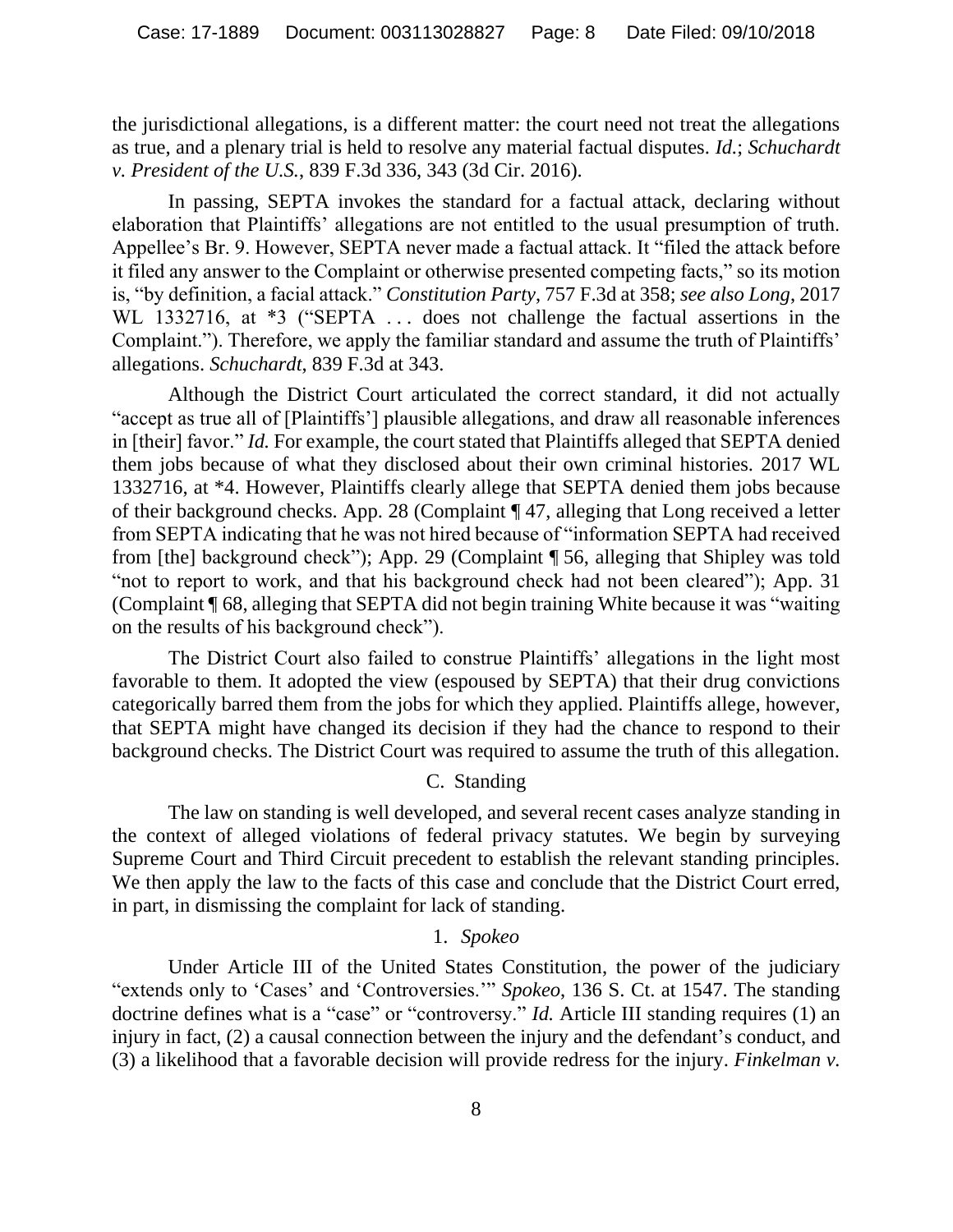the jurisdictional allegations, is a different matter: the court need not treat the allegations as true, and a plenary trial is held to resolve any material factual disputes. *Id.*; *Schuchardt v. President of the U.S.*, 839 F.3d 336, 343 (3d Cir. 2016).

In passing, SEPTA invokes the standard for a factual attack, declaring without elaboration that Plaintiffs' allegations are not entitled to the usual presumption of truth. Appellee's Br. 9. However, SEPTA never made a factual attack. It "filed the attack before it filed any answer to the Complaint or otherwise presented competing facts," so its motion is, "by definition, a facial attack." *Constitution Party*, 757 F.3d at 358; *see also Long*, 2017 WL 1332716, at *3 ("SEPTA . . . does not challenge the factual assertions in the Complaint."). Therefore, we apply the familiar standard and assume the truth of Plaintiffs' allegations. *Schuchardt*, 839 F.3d at 343.

Although the District Court articulated the correct standard, it did not actually "accept as true all of [Plaintiffs'] plausible allegations, and draw all reasonable inferences in [their] favor." *Id.* For example, the court stated that Plaintiffs alleged that SEPTA denied them jobs because of what they disclosed about their own criminal histories. 2017 WL 1332716, at *4. However, Plaintiffs clearly allege that SEPTA denied them jobs because of their background checks. App. 28 (Complaint ¶ 47, alleging that Long received a letter from SEPTA indicating that he was not hired because of "information SEPTA had received from [the] background check"); App. 29 (Complaint ¶ 56, alleging that Shipley was told "not to report to work, and that his background check had not been cleared"); App. 31 (Complaint ¶ 68, alleging that SEPTA did not begin training White because it was "waiting on the results of his background check").

The District Court also failed to construe Plaintiffs' allegations in the light most favorable to them. It adopted the view (espoused by SEPTA) that their drug convictions categorically barred them from the jobs for which they applied. Plaintiffs allege, however, that SEPTA might have changed its decision if they had the chance to respond to their background checks. The District Court was required to assume the truth of this allegation.

### C. Standing

The law on standing is well developed, and several recent cases analyze standing in the context of alleged violations of federal privacy statutes. We begin by surveying Supreme Court and Third Circuit precedent to establish the relevant standing principles. We then apply the law to the facts of this case and conclude that the District Court erred, in part, in dismissing the complaint for lack of standing.

#### 1. *Spokeo*

Under Article III of the United States Constitution, the power of the judiciary "extends only to 'Cases' and 'Controversies.'" *Spokeo*, 136 S. Ct. at 1547. The standing doctrine defines what is a "case" or "controversy." *Id.* Article III standing requires (1) an injury in fact, (2) a causal connection between the injury and the defendant's conduct, and (3) a likelihood that a favorable decision will provide redress for the injury. *Finkelman v.*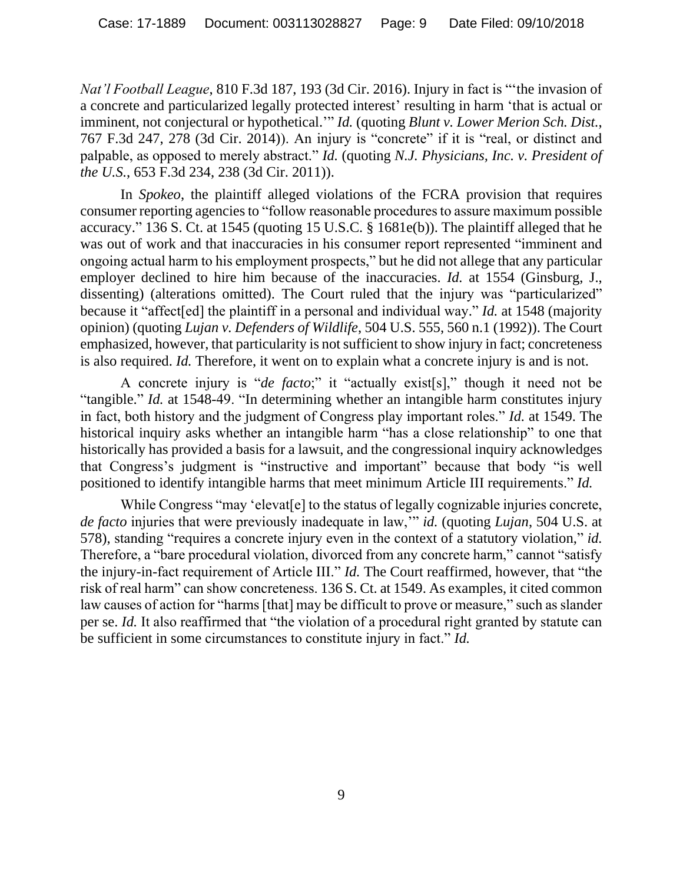*Nat'l Football League*, 810 F.3d 187, 193 (3d Cir. 2016). Injury in fact is "'the invasion of a concrete and particularized legally protected interest' resulting in harm 'that is actual or imminent, not conjectural or hypothetical.'" *Id.* (quoting *Blunt v. Lower Merion Sch. Dist.*, 767 F.3d 247, 278 (3d Cir. 2014)). An injury is "concrete" if it is "real, or distinct and palpable, as opposed to merely abstract." *Id.* (quoting *N.J. Physicians, Inc. v. President of the U.S.*, 653 F.3d 234, 238 (3d Cir. 2011)).

In *Spokeo*, the plaintiff alleged violations of the FCRA provision that requires consumer reporting agencies to "follow reasonable procedures to assure maximum possible accuracy." 136 S. Ct. at 1545 (quoting 15 U.S.C. § 1681e(b)). The plaintiff alleged that he was out of work and that inaccuracies in his consumer report represented "imminent and ongoing actual harm to his employment prospects," but he did not allege that any particular employer declined to hire him because of the inaccuracies. *Id.* at 1554 (Ginsburg, J., dissenting) (alterations omitted). The Court ruled that the injury was "particularized" because it "affect[ed] the plaintiff in a personal and individual way." *Id.* at 1548 (majority opinion) (quoting *Lujan v. Defenders of Wildlife*, 504 U.S. 555, 560 n.1 (1992)). The Court emphasized, however, that particularity is not sufficient to show injury in fact; concreteness is also required. *Id.* Therefore, it went on to explain what a concrete injury is and is not.

A concrete injury is "*de facto*;" it "actually exist[s]," though it need not be "tangible." *Id.* at 1548-49. "In determining whether an intangible harm constitutes injury in fact, both history and the judgment of Congress play important roles." *Id.* at 1549. The historical inquiry asks whether an intangible harm "has a close relationship" to one that historically has provided a basis for a lawsuit, and the congressional inquiry acknowledges that Congress's judgment is "instructive and important" because that body "is well positioned to identify intangible harms that meet minimum Article III requirements." *Id.*

While Congress "may 'elevat[e] to the status of legally cognizable injuries concrete, *de facto* injuries that were previously inadequate in law,'" *id.* (quoting *Lujan*, 504 U.S. at 578), standing "requires a concrete injury even in the context of a statutory violation," *id.* Therefore, a "bare procedural violation, divorced from any concrete harm," cannot "satisfy the injury-in-fact requirement of Article III." *Id.* The Court reaffirmed, however, that "the risk of real harm" can show concreteness. 136 S. Ct. at 1549. As examples, it cited common law causes of action for "harms [that] may be difficult to prove or measure," such as slander per se. *Id.* It also reaffirmed that "the violation of a procedural right granted by statute can be sufficient in some circumstances to constitute injury in fact." *Id.*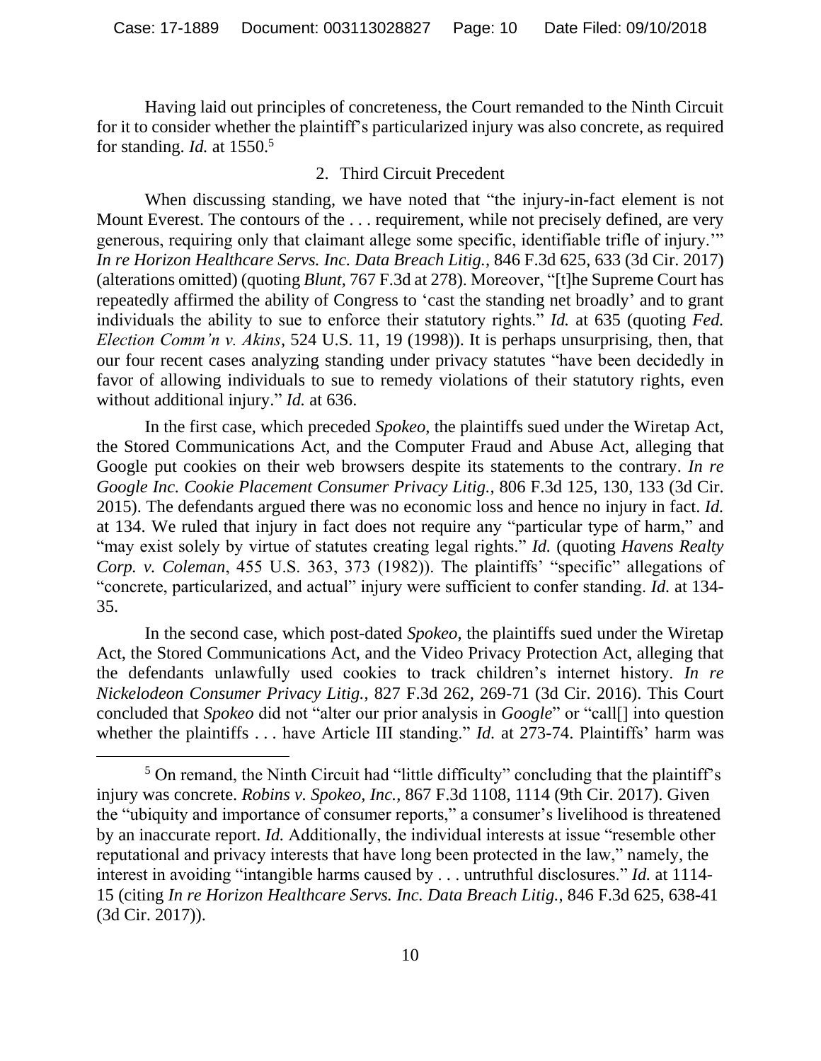Having laid out principles of concreteness, the Court remanded to the Ninth Circuit for it to consider whether the plaintiff's particularized injury was also concrete, as required for standing. *Id.* at 1550.[5]

### 2. Third Circuit Precedent

When discussing standing, we have noted that "the injury-in-fact element is not Mount Everest. The contours of the . . . requirement, while not precisely defined, are very generous, requiring only that claimant allege some specific, identifiable trifle of injury.'" *In re Horizon Healthcare Servs. Inc. Data Breach Litig.*, 846 F.3d 625, 633 (3d Cir. 2017) (alterations omitted) (quoting *Blunt*, 767 F.3d at 278). Moreover, "[t]he Supreme Court has repeatedly affirmed the ability of Congress to 'cast the standing net broadly' and to grant individuals the ability to sue to enforce their statutory rights." *Id.* at 635 (quoting *Fed. Election Comm'n v. Akins*, 524 U.S. 11, 19 (1998)). It is perhaps unsurprising, then, that our four recent cases analyzing standing under privacy statutes "have been decidedly in favor of allowing individuals to sue to remedy violations of their statutory rights, even without additional injury." *Id.* at 636.

In the first case, which preceded *Spokeo*, the plaintiffs sued under the Wiretap Act, the Stored Communications Act, and the Computer Fraud and Abuse Act, alleging that Google put cookies on their web browsers despite its statements to the contrary. *In re Google Inc. Cookie Placement Consumer Privacy Litig.*, 806 F.3d 125, 130, 133 (3d Cir. 2015). The defendants argued there was no economic loss and hence no injury in fact. *Id.* at 134. We ruled that injury in fact does not require any "particular type of harm," and "may exist solely by virtue of statutes creating legal rights." *Id.* (quoting *Havens Realty Corp. v. Coleman*, 455 U.S. 363, 373 (1982)). The plaintiffs' "specific" allegations of "concrete, particularized, and actual" injury were sufficient to confer standing. *Id.* at 134-35.

In the second case, which post-dated *Spokeo*, the plaintiffs sued under the Wiretap Act, the Stored Communications Act, and the Video Privacy Protection Act, alleging that the defendants unlawfully used cookies to track children's internet history. *In re Nickelodeon Consumer Privacy Litig.*, 827 F.3d 262, 269-71 (3d Cir. 2016). This Court concluded that *Spokeo* did not "alter our prior analysis in *Google*" or "call[] into question whether the plaintiffs . . . have Article III standing." *Id.* at 273-74. Plaintiffs' harm was

---

[5] On remand, the Ninth Circuit had "little difficulty" concluding that the plaintiff's injury was concrete. *Robins v. Spokeo, Inc.*, 867 F.3d 1108, 1114 (9th Cir. 2017). Given the "ubiquity and importance of consumer reports," a consumer's livelihood is threatened by an inaccurate report. *Id.* Additionally, the individual interests at issue "resemble other reputational and privacy interests that have long been protected in the law," namely, the interest in avoiding "intangible harms caused by . . . untruthful disclosures." *Id.* at 1114-15 (citing *In re Horizon Healthcare Servs. Inc. Data Breach Litig.*, 846 F.3d 625, 638-41 (3d Cir. 2017)).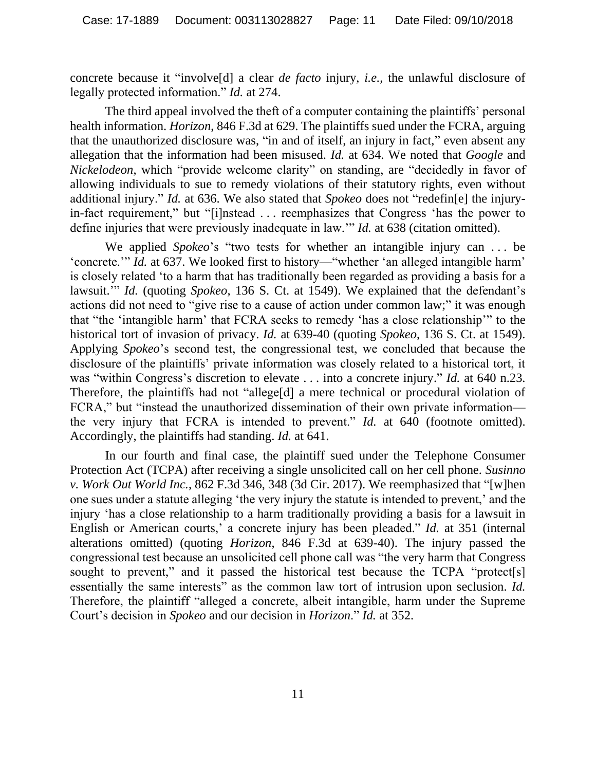concrete because it "involve[d] a clear *de facto* injury, *i.e.*, the unlawful disclosure of legally protected information." *Id.* at 274.

The third appeal involved the theft of a computer containing the plaintiffs' personal health information. *Horizon*, 846 F.3d at 629. The plaintiffs sued under the FCRA, arguing that the unauthorized disclosure was, "in and of itself, an injury in fact," even absent any allegation that the information had been misused. *Id.* at 634. We noted that *Google* and *Nickelodeon*, which "provide welcome clarity" on standing, are "decidedly in favor of allowing individuals to sue to remedy violations of their statutory rights, even without additional injury." *Id.* at 636. We also stated that *Spokeo* does not "redefin[e] the injury-in-fact requirement," but "[i]nstead . . . reemphasizes that Congress 'has the power to define injuries that were previously inadequate in law.'" *Id.* at 638 (citation omitted).

We applied *Spokeo*'s "two tests for whether an intangible injury can . . . be 'concrete.'" *Id.* at 637. We looked first to history—"whether 'an alleged intangible harm' is closely related 'to a harm that has traditionally been regarded as providing a basis for a lawsuit.'" *Id.* (quoting *Spokeo*, 136 S. Ct. at 1549). We explained that the defendant's actions did not need to "give rise to a cause of action under common law;" it was enough that "the 'intangible harm' that FCRA seeks to remedy 'has a close relationship'" to the historical tort of invasion of privacy. *Id.* at 639-40 (quoting *Spokeo*, 136 S. Ct. at 1549). Applying *Spokeo*'s second test, the congressional test, we concluded that because the disclosure of the plaintiffs' private information was closely related to a historical tort, it was "within Congress's discretion to elevate . . . into a concrete injury." *Id.* at 640 n.23. Therefore, the plaintiffs had not "allege[d] a mere technical or procedural violation of FCRA," but "instead the unauthorized dissemination of their own private information—the very injury that FCRA is intended to prevent." *Id.* at 640 (footnote omitted). Accordingly, the plaintiffs had standing. *Id.* at 641.

In our fourth and final case, the plaintiff sued under the Telephone Consumer Protection Act (TCPA) after receiving a single unsolicited call on her cell phone. *Susinno v. Work Out World Inc.*, 862 F.3d 346, 348 (3d Cir. 2017). We reemphasized that "[w]hen one sues under a statute alleging 'the very injury the statute is intended to prevent,' and the injury 'has a close relationship to a harm traditionally providing a basis for a lawsuit in English or American courts,' a concrete injury has been pleaded." *Id.* at 351 (internal alterations omitted) (quoting *Horizon*, 846 F.3d at 639-40). The injury passed the congressional test because an unsolicited cell phone call was "the very harm that Congress sought to prevent," and it passed the historical test because the TCPA "protect[s] essentially the same interests" as the common law tort of intrusion upon seclusion. *Id.* Therefore, the plaintiff "alleged a concrete, albeit intangible, harm under the Supreme Court's decision in *Spokeo* and our decision in *Horizon*." *Id.* at 352.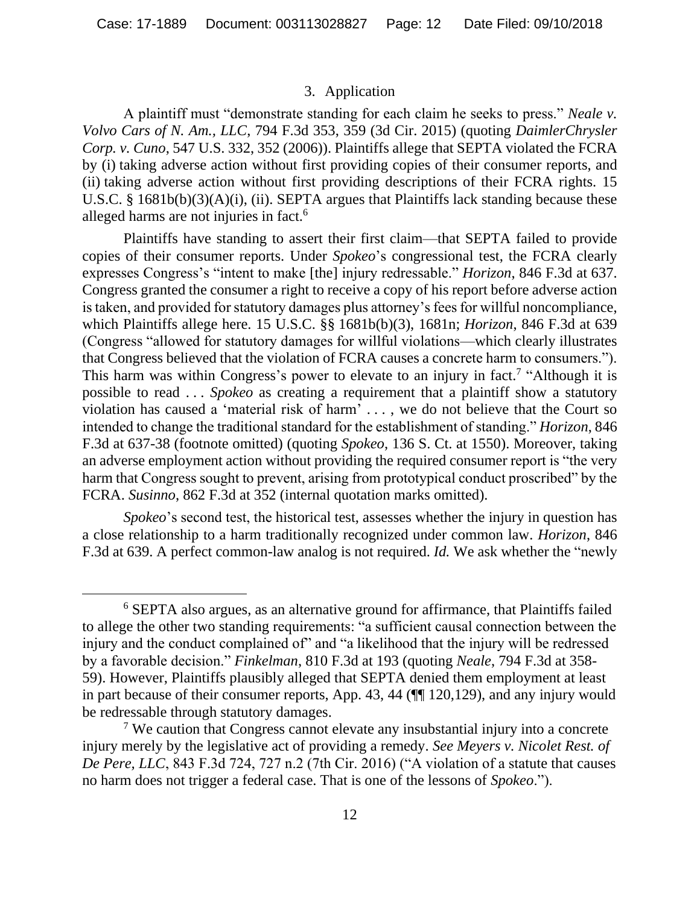### 3. Application

A plaintiff must "demonstrate standing for each claim he seeks to press." *Neale v. Volvo Cars of N. Am., LLC*, 794 F.3d 353, 359 (3d Cir. 2015) (quoting *DaimlerChrysler Corp. v. Cuno*, 547 U.S. 332, 352 (2006)). Plaintiffs allege that SEPTA violated the FCRA by (i) taking adverse action without first providing copies of their consumer reports, and (ii) taking adverse action without first providing descriptions of their FCRA rights. 15 U.S.C. § 1681b(b)(3)(A)(i), (ii). SEPTA argues that Plaintiffs lack standing because these alleged harms are not injuries in fact.[6]

Plaintiffs have standing to assert their first claim—that SEPTA failed to provide copies of their consumer reports. Under *Spokeo*'s congressional test, the FCRA clearly expresses Congress's "intent to make [the] injury redressable." *Horizon*, 846 F.3d at 637. Congress granted the consumer a right to receive a copy of his report before adverse action is taken, and provided for statutory damages plus attorney's fees for willful noncompliance, which Plaintiffs allege here. 15 U.S.C. §§ 1681b(b)(3), 1681n; *Horizon*, 846 F.3d at 639 (Congress "allowed for statutory damages for willful violations—which clearly illustrates that Congress believed that the violation of FCRA causes a concrete harm to consumers."). This harm was within Congress's power to elevate to an injury in fact.[7] "Although it is possible to read . . . *Spokeo* as creating a requirement that a plaintiff show a statutory violation has caused a 'material risk of harm' . . . , we do not believe that the Court so intended to change the traditional standard for the establishment of standing." *Horizon*, 846 F.3d at 637-38 (footnote omitted) (quoting *Spokeo*, 136 S. Ct. at 1550). Moreover, taking an adverse employment action without providing the required consumer report is "the very harm that Congress sought to prevent, arising from prototypical conduct proscribed" by the FCRA. *Susinno*, 862 F.3d at 352 (internal quotation marks omitted).

*Spokeo*'s second test, the historical test, assesses whether the injury in question has a close relationship to a harm traditionally recognized under common law. *Horizon*, 846 F.3d at 639. A perfect common-law analog is not required. *Id.* We ask whether the "newly

---

[6] SEPTA also argues, as an alternative ground for affirmance, that Plaintiffs failed to allege the other two standing requirements: "a sufficient causal connection between the injury and the conduct complained of" and "a likelihood that the injury will be redressed by a favorable decision." *Finkelman*, 810 F.3d at 193 (quoting *Neale*, 794 F.3d at 358-59). However, Plaintiffs plausibly alleged that SEPTA denied them employment at least in part because of their consumer reports, App. 43, 44 (¶¶ 120,129), and any injury would be redressable through statutory damages.

[7] We caution that Congress cannot elevate any insubstantial injury into a concrete injury merely by the legislative act of providing a remedy. *See Meyers v. Nicolet Rest. of De Pere, LLC*, 843 F.3d 724, 727 n.2 (7th Cir. 2016) ("A violation of a statute that causes no harm does not trigger a federal case. That is one of the lessons of *Spokeo*.").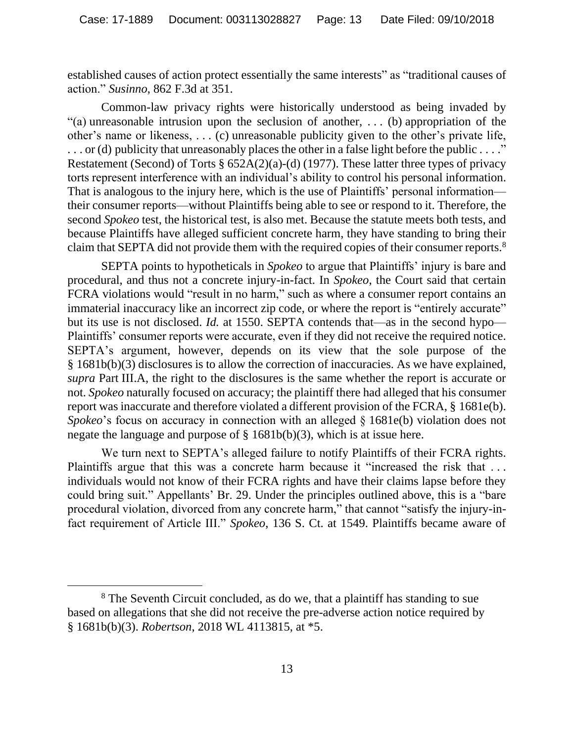established causes of action protect essentially the same interests" as "traditional causes of action." *Susinno*, 862 F.3d at 351.

Common-law privacy rights were historically understood as being invaded by "(a) unreasonable intrusion upon the seclusion of another, . . . (b) appropriation of the other's name or likeness, . . . (c) unreasonable publicity given to the other's private life, . . . or (d) publicity that unreasonably places the other in a false light before the public . . . ." Restatement (Second) of Torts § 652A(2)(a)-(d) (1977). These latter three types of privacy torts represent interference with an individual's ability to control his personal information. That is analogous to the injury here, which is the use of Plaintiffs' personal information—their consumer reports—without Plaintiffs being able to see or respond to it. Therefore, the second *Spokeo* test, the historical test, is also met. Because the statute meets both tests, and because Plaintiffs have alleged sufficient concrete harm, they have standing to bring their claim that SEPTA did not provide them with the required copies of their consumer reports.[8]

SEPTA points to hypotheticals in *Spokeo* to argue that Plaintiffs' injury is bare and procedural, and thus not a concrete injury-in-fact. In *Spokeo*, the Court said that certain FCRA violations would "result in no harm," such as where a consumer report contains an immaterial inaccuracy like an incorrect zip code, or where the report is "entirely accurate" but its use is not disclosed. *Id.* at 1550. SEPTA contends that—as in the second hypo—Plaintiffs' consumer reports were accurate, even if they did not receive the required notice. SEPTA's argument, however, depends on its view that the sole purpose of the § 1681b(b)(3) disclosures is to allow the correction of inaccuracies. As we have explained, *supra* Part III.A, the right to the disclosures is the same whether the report is accurate or not. *Spokeo* naturally focused on accuracy; the plaintiff there had alleged that his consumer report was inaccurate and therefore violated a different provision of the FCRA, § 1681e(b). *Spokeo*'s focus on accuracy in connection with an alleged § 1681e(b) violation does not negate the language and purpose of § 1681b(b)(3), which is at issue here.

We turn next to SEPTA's alleged failure to notify Plaintiffs of their FCRA rights. Plaintiffs argue that this was a concrete harm because it "increased the risk that . . . individuals would not know of their FCRA rights and have their claims lapse before they could bring suit." Appellants' Br. 29. Under the principles outlined above, this is a "bare procedural violation, divorced from any concrete harm," that cannot "satisfy the injury-in-fact requirement of Article III." *Spokeo*, 136 S. Ct. at 1549. Plaintiffs became aware of

---

[8] The Seventh Circuit concluded, as do we, that a plaintiff has standing to sue based on allegations that she did not receive the pre-adverse action notice required by § 1681b(b)(3). *Robertson*, 2018 WL 4113815, at *5.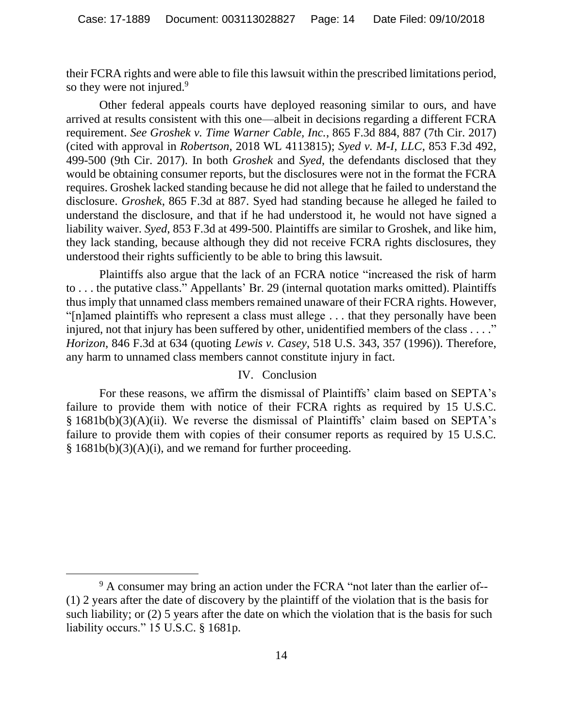their FCRA rights and were able to file this lawsuit within the prescribed limitations period, so they were not injured.[9]

Other federal appeals courts have deployed reasoning similar to ours, and have arrived at results consistent with this one—albeit in decisions regarding a different FCRA requirement. *See Groshek v. Time Warner Cable, Inc.*, 865 F.3d 884, 887 (7th Cir. 2017) (cited with approval in *Robertson*, 2018 WL 4113815); *Syed v. M-I, LLC*, 853 F.3d 492, 499-500 (9th Cir. 2017). In both *Groshek* and *Syed*, the defendants disclosed that they would be obtaining consumer reports, but the disclosures were not in the format the FCRA requires. Groshek lacked standing because he did not allege that he failed to understand the disclosure. *Groshek*, 865 F.3d at 887. Syed had standing because he alleged he failed to understand the disclosure, and that if he had understood it, he would not have signed a liability waiver. *Syed*, 853 F.3d at 499-500. Plaintiffs are similar to Groshek, and like him, they lack standing, because although they did not receive FCRA rights disclosures, they understood their rights sufficiently to be able to bring this lawsuit.

Plaintiffs also argue that the lack of an FCRA notice "increased the risk of harm to . . . the putative class." Appellants' Br. 29 (internal quotation marks omitted). Plaintiffs thus imply that unnamed class members remained unaware of their FCRA rights. However, "[n]amed plaintiffs who represent a class must allege . . . that they personally have been injured, not that injury has been suffered by other, unidentified members of the class . . . ." *Horizon*, 846 F.3d at 634 (quoting *Lewis v. Casey*, 518 U.S. 343, 357 (1996)). Therefore, any harm to unnamed class members cannot constitute injury in fact.

## IV. Conclusion

For these reasons, we affirm the dismissal of Plaintiffs' claim based on SEPTA's failure to provide them with notice of their FCRA rights as required by 15 U.S.C. § 1681b(b)(3)(A)(ii). We reverse the dismissal of Plaintiffs' claim based on SEPTA's failure to provide them with copies of their consumer reports as required by 15 U.S.C. § 1681b(b)(3)(A)(i), and we remand for further proceeding.

---

[9] A consumer may bring an action under the FCRA "not later than the earlier of-- (1) 2 years after the date of discovery by the plaintiff of the violation that is the basis for such liability; or (2) 5 years after the date on which the violation that is the basis for such liability occurs." 15 U.S.C. § 1681p.